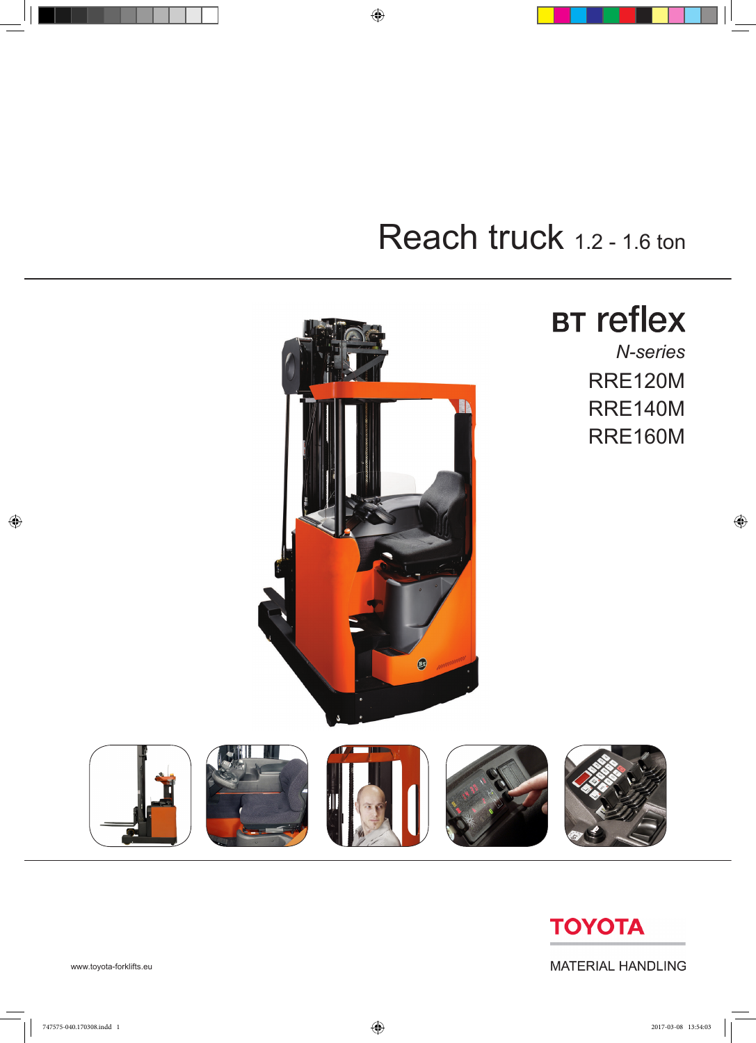# Reach truck 1.2 - 1.6 ton

## BT reflex

*N-series*

RRE120M
RRE140M
RRE160M

TOYOTA

MATERIAL HANDLING

www.toyota-forklifts.eu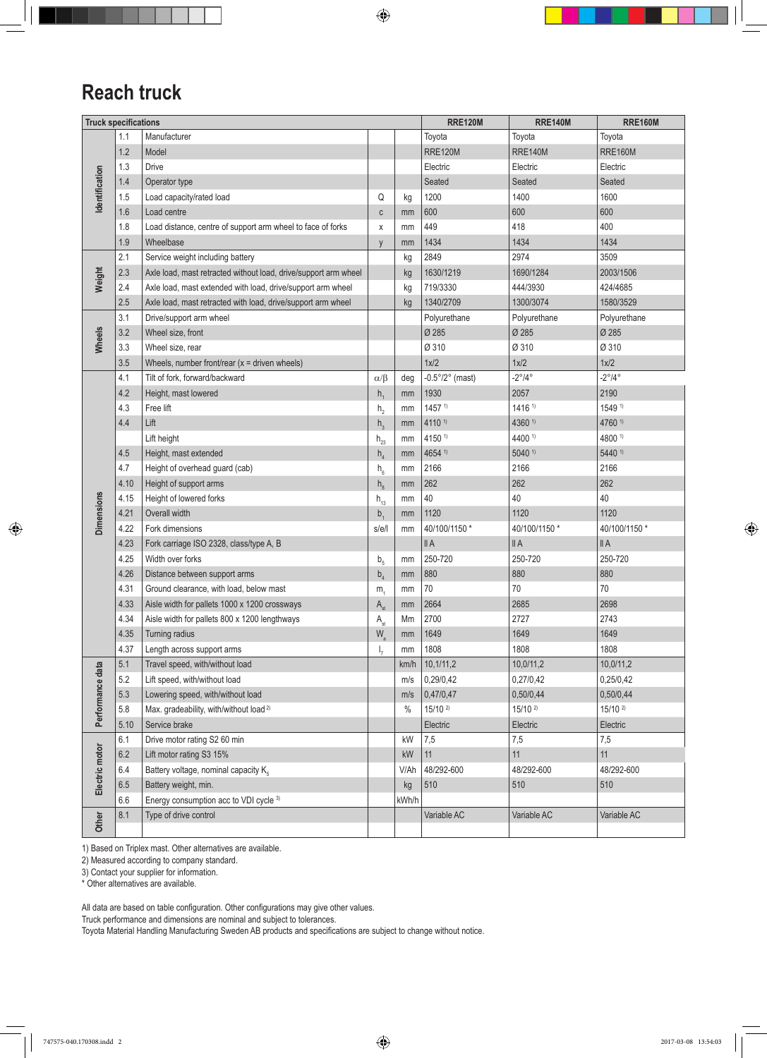# Reach truck

| Truck specifications | | | | | RRE120M | RRE140M | RRE160M |
|---|---|---|---|---|---|---|---|
| Identification | 1.1 | Manufacturer | | | Toyota | Toyota | Toyota |
| | 1.2 | Model | | | RRE120M | RRE140M | RRE160M |
| | 1.3 | Drive | | | Electric | Electric | Electric |
| | 1.4 | Operator type | | | Seated | Seated | Seated |
| | 1.5 | Load capacity/rated load | Q | kg | 1200 | 1400 | 1600 |
| | 1.6 | Load centre | c | mm | 600 | 600 | 600 |
| | 1.8 | Load distance, centre of support arm wheel to face of forks | x | mm | 449 | 418 | 400 |
| | 1.9 | Wheelbase | y | mm | 1434 | 1434 | 1434 |
| Weight | 2.1 | Service weight including battery | | kg | 2849 | 2974 | 3509 |
| | 2.3 | Axle load, mast retracted without load, drive/support arm wheel | | kg | 1630/1219 | 1690/1284 | 2003/1506 |
| | 2.4 | Axle load, mast extended with load, drive/support arm wheel | | kg | 719/3330 | 444/3930 | 424/4685 |
| | 2.5 | Axle load, mast retracted with load, drive/support arm wheel | | kg | 1340/2709 | 1300/3074 | 1580/3529 |
| Wheels | 3.1 | Drive/support arm wheel | | | Polyurethane | Polyurethane | Polyurethane |
| | 3.2 | Wheel size, front | | | Ø 285 | Ø 285 | Ø 285 |
| | 3.3 | Wheel size, rear | | | Ø 310 | Ø 310 | Ø 310 |
| | 3.5 | Wheels, number front/rear (x = driven wheels) | | | 1x/2 | 1x/2 | 1x/2 |
| Dimensions | 4.1 | Tilt of fork, forward/backward | $\alpha/\beta$ | deg | -0.5°/2° (mast) | -2°/4° | -2°/4° |
| | 4.2 | Height, mast lowered | $h_1$ | mm | 1930 | 2057 | 2190 |
| | 4.3 | Free lift | $h_2$ | mm | 1457 [1] | 1416 [1] | 1549 [1] |
| | 4.4 | Lift | $h_3$ | mm | 4110 [1] | 4360 [1] | 4760 [1] |
| | | Lift height | $h_{23}$ | mm | 4150 [1] | 4400 [1] | 4800 [1] |
| | 4.5 | Height, mast extended | $h_4$ | mm | 4654 [1] | 5040 [1] | 5440 [1] |
| | 4.7 | Height of overhead guard (cab) | $h_6$ | mm | 2166 | 2166 | 2166 |
| | 4.10 | Height of support arms | $h_8$ | mm | 262 | 262 | 262 |
| | 4.15 | Height of lowered forks | $h_{13}$ | mm | 40 | 40 | 40 |
| | 4.21 | Overall width | $b_1$ | mm | 1120 | 1120 | 1120 |
| | 4.22 | Fork dimensions | s/e/l | mm | 40/100/1150 * | 40/100/1150 * | 40/100/1150 * |
| | 4.23 | Fork carriage ISO 2328, class/type A, B | | | II A | II A | II A |
| | 4.25 | Width over forks | $b_5$ | mm | 250-720 | 250-720 | 250-720 |
| | 4.26 | Distance between support arms | $b_4$ | mm | 880 | 880 | 880 |
| | 4.31 | Ground clearance, with load, below mast | $m_1$ | mm | 70 | 70 | 70 |
| | 4.33 | Aisle width for pallets 1000 x 1200 crossways | $A_{st}$ | mm | 2664 | 2685 | 2698 |
| | 4.34 | Aisle width for pallets 800 x 1200 lengthways | $A_{st}$ | Mm | 2700 | 2727 | 2743 |
| | 4.35 | Turning radius | $W_a$ | mm | 1649 | 1649 | 1649 |
| | 4.37 | Length across support arms | $l_7$ | mm | 1808 | 1808 | 1808 |
| Performance data | 5.1 | Travel speed, with/without load | | km/h | 10,1/11,2 | 10,0/11,2 | 10,0/11,2 |
| | 5.2 | Lift speed, with/without load | | m/s | 0,29/0,42 | 0,27/0,42 | 0,25/0,42 |
| | 5.3 | Lowering speed, with/without load | | m/s | 0,47/0,47 | 0,50/0,44 | 0,50/0,44 |
| | 5.8 | Max. gradeability, with/without load [2] | | % | 15/10 [2] | 15/10 [2] | 15/10 [2] |
| | 5.10 | Service brake | | | Electric | Electric | Electric |
| Electric motor | 6.1 | Drive motor rating S2 60 min | | kW | 7,5 | 7,5 | 7,5 |
| | 6.2 | Lift motor rating S3 15% | | kW | 11 | 11 | 11 |
| | 6.4 | Battery voltage, nominal capacity $K_5$ | | V/Ah | 48/292-600 | 48/292-600 | 48/292-600 |
| | 6.5 | Battery weight, min. | | kg | 510 | 510 | 510 |
| | 6.6 | Energy consumption acc to VDI cycle [3] | | kWh/h | | | |
| Other | 8.1 | Type of drive control | | | Variable AC | Variable AC | Variable AC |

1) Based on Triplex mast. Other alternatives are available.
2) Measured according to company standard.
3) Contact your supplier for information.
* Other alternatives are available.

All data are based on table configuration. Other configurations may give other values.
Truck performance and dimensions are nominal and subject to tolerances.
Toyota Material Handling Manufacturing Sweden AB products and specifications are subject to change without notice.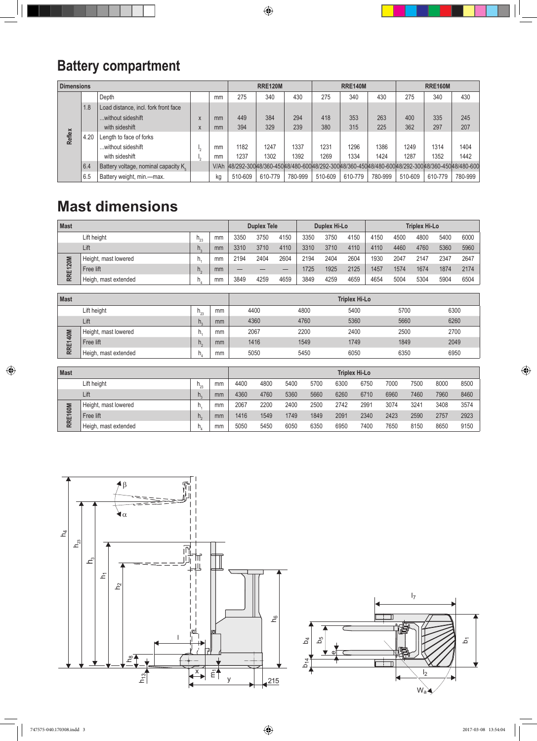# Battery compartment

| Dimensions | | | | | RRE120M | | | RRE140M | | | RRE160M | | |
|---|---|---|---|---|---|---|---|---|---|---|---|---|---|
| Reflex | | Depth | | mm | 275 | 340 | 430 | 275 | 340 | 430 | 275 | 340 | 430 |
| | 1.8 | Load distance, incl. fork front face | | | | | | | | | | | |
| | | ...without sideshift | x | mm | 449 | 384 | 294 | 418 | 353 | 263 | 400 | 335 | 245 |
| | | with sideshift | x | mm | 394 | 329 | 239 | 380 | 315 | 225 | 362 | 297 | 207 |
| | 4.20 | Length to face of forks | | | | | | | | | | | |
| | | ...without sideshift | $l_2$ | mm | 1182 | 1247 | 1337 | 1231 | 1296 | 1386 | 1249 | 1314 | 1404 |
| | | with sideshift | $l_2$ | mm | 1237 | 1302 | 1392 | 1269 | 1334 | 1424 | 1287 | 1352 | 1442 |
| | 6.4 | Battery voltage, nominal capacity $K_5$ | | V/Ah | 48/292-300 | 48/360-450 | 48/480-600 | 48/292-300 | 48/360-450 | 48/480-600 | 48/292-300 | 48/360-450 | 48/480-600 |
| | 6.5 | Battery weight, min.—max. | | kg | 510-609 | 610-779 | 780-999 | 510-609 | 610-779 | 780-999 | 510-609 | 610-779 | 780-999 |

# Mast dimensions

| Mast | | | | Duplex Tele | | | Duplex Hi-Lo | | | Triplex Hi-Lo | | | | |
|---|---|---|---|---|---|---|---|---|---|---|---|---|---|---|
| | Lift height | $h_{23}$ | mm | 3350 | 3750 | 4150 | 3350 | 3750 | 4150 | 4150 | 4500 | 4800 | 5400 | 6000 |
| | Lift | $h_3$ | mm | 3310 | 3710 | 4110 | 3310 | 3710 | 4110 | 4110 | 4460 | 4760 | 5360 | 5960 |
| RRE120M | Height, mast lowered | $h_1$ | mm | 2194 | 2404 | 2604 | 2194 | 2404 | 2604 | 1930 | 2047 | 2147 | 2347 | 2647 |
| | Free lift | $h_2$ | mm | — | — | — | 1725 | 1925 | 2125 | 1457 | 1574 | 1674 | 1874 | 2174 |
| | Heigh, mast extended | $h_4$ | mm | 3849 | 4259 | 4659 | 3849 | 4259 | 4659 | 4654 | 5004 | 5304 | 5904 | 6504 |

| Mast | | | | Triplex Hi-Lo | | | | |
|---|---|---|---|---|---|---|---|---|
| | Lift height | $h_{23}$ | mm | 4400 | 4800 | 5400 | 5700 | 6300 |
| | Lift | $h_3$ | mm | 4360 | 4760 | 5360 | 5660 | 6260 |
| RRE140M | Height, mast lowered | $h_1$ | mm | 2067 | 2200 | 2400 | 2500 | 2700 |
| | Free lift | $h_2$ | mm | 1416 | 1549 | 1749 | 1849 | 2049 |
| | Heigh, mast extended | $h_4$ | mm | 5050 | 5450 | 6050 | 6350 | 6950 |

| Mast | | | | Triplex Hi-Lo | | | | | | | | | |
|---|---|---|---|---|---|---|---|---|---|---|---|---|---|
| | Lift height | $h_{23}$ | mm | 4400 | 4800 | 5400 | 5700 | 6300 | 6750 | 7000 | 7500 | 8000 | 8500 |
| | Lift | $h_3$ | mm | 4360 | 4760 | 5360 | 5660 | 6260 | 6710 | 6960 | 7460 | 7960 | 8460 |
| RRE160M | Height, mast lowered | $h_1$ | mm | 2067 | 2200 | 2400 | 2500 | 2742 | 2991 | 3074 | 3241 | 3408 | 3574 |
| | Free lift | $h_2$ | mm | 1416 | 1549 | 1749 | 1849 | 2091 | 2340 | 2423 | 2590 | 2757 | 2923 |
| | Heigh, mast extended | $h_4$ | mm | 5050 | 5450 | 6050 | 6350 | 6950 | 7400 | 7650 | 8150 | 8650 | 9150 |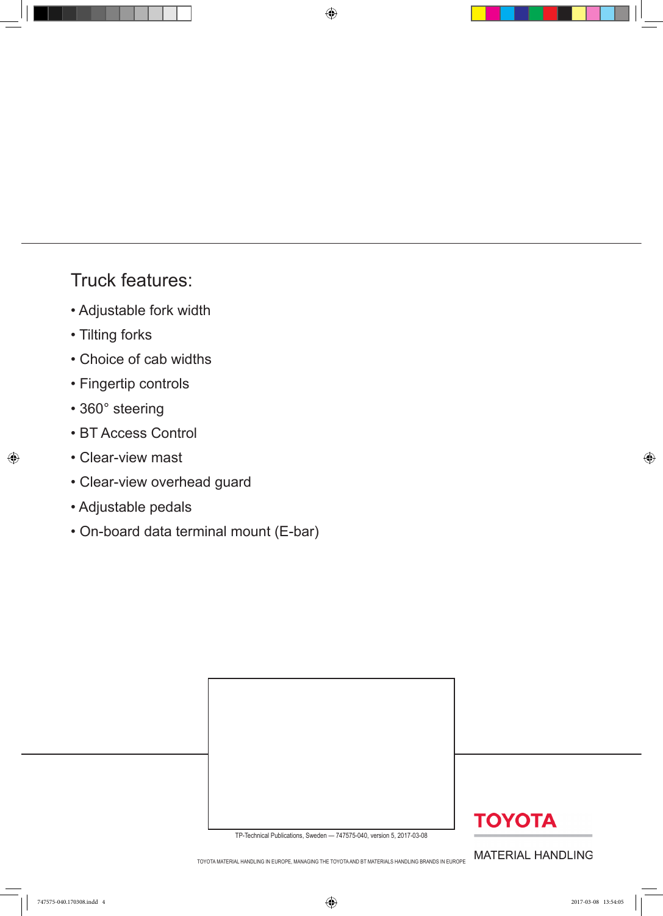## Truck features:

- Adjustable fork width
- Tilting forks
- Choice of cab widths
- Fingertip controls
- 360° steering
- BT Access Control
- Clear-view mast
- Clear-view overhead guard
- Adjustable pedals
- On-board data terminal mount (E-bar)

TP-Technical Publications, Sweden — 747575-040, version 5, 2017-03-08

TOYOTA

MATERIAL HANDLING

TOYOTA MATERIAL HANDLING IN EUROPE, MANAGING THE TOYOTA AND BT MATERIALS HANDLING BRANDS IN EUROPE